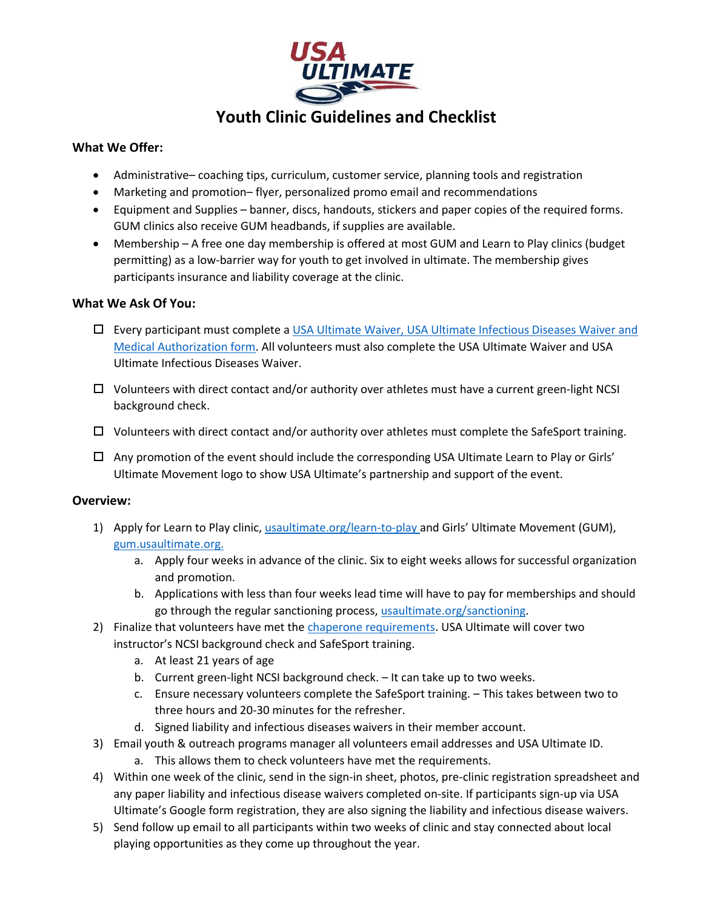# Youth Clinic Guidelines and Checklist

**What We Offer:**

- Administrative– coaching tips, curriculum, customer service, planning tools and registration
- Marketing and promotion– flyer, personalized promo email and recommendations
- Equipment and Supplies – banner, discs, handouts, stickers and paper copies of the required forms. GUM clinics also receive GUM headbands, if supplies are available.
- Membership – A free one day membership is offered at most GUM and Learn to Play clinics (budget permitting) as a low-barrier way for youth to get involved in ultimate. The membership gives participants insurance and liability coverage at the clinic.

**What We Ask Of You:**

- ☐ Every participant must complete a [USA Ultimate Waiver, USA Ultimate Infectious Diseases Waiver and Medical Authorization form](). All volunteers must also complete the USA Ultimate Waiver and USA Ultimate Infectious Diseases Waiver.
- ☐ Volunteers with direct contact and/or authority over athletes must have a current green-light NCSI background check.
- ☐ Volunteers with direct contact and/or authority over athletes must complete the SafeSport training.
- ☐ Any promotion of the event should include the corresponding USA Ultimate Learn to Play or Girls' Ultimate Movement logo to show USA Ultimate's partnership and support of the event.

**Overview:**

1) Apply for Learn to Play clinic, usaultimate.org/learn-to-play and Girls' Ultimate Movement (GUM), gum.usaultimate.org.
    a. Apply four weeks in advance of the clinic. Six to eight weeks allows for successful organization and promotion.
    b. Applications with less than four weeks lead time will have to pay for memberships and should go through the regular sanctioning process, usaultimate.org/sanctioning.
2) Finalize that volunteers have met the chaperone requirements. USA Ultimate will cover two instructor's NCSI background check and SafeSport training.
    a. At least 21 years of age
    b. Current green-light NCSI background check. – It can take up to two weeks.
    c. Ensure necessary volunteers complete the SafeSport training. – This takes between two to three hours and 20-30 minutes for the refresher.
    d. Signed liability and infectious diseases waivers in their member account.
3) Email youth & outreach programs manager all volunteers email addresses and USA Ultimate ID.
    a. This allows them to check volunteers have met the requirements.
4) Within one week of the clinic, send in the sign-in sheet, photos, pre-clinic registration spreadsheet and any paper liability and infectious disease waivers completed on-site. If participants sign-up via USA Ultimate's Google form registration, they are also signing the liability and infectious disease waivers.
5) Send follow up email to all participants within two weeks of clinic and stay connected about local playing opportunities as they come up throughout the year.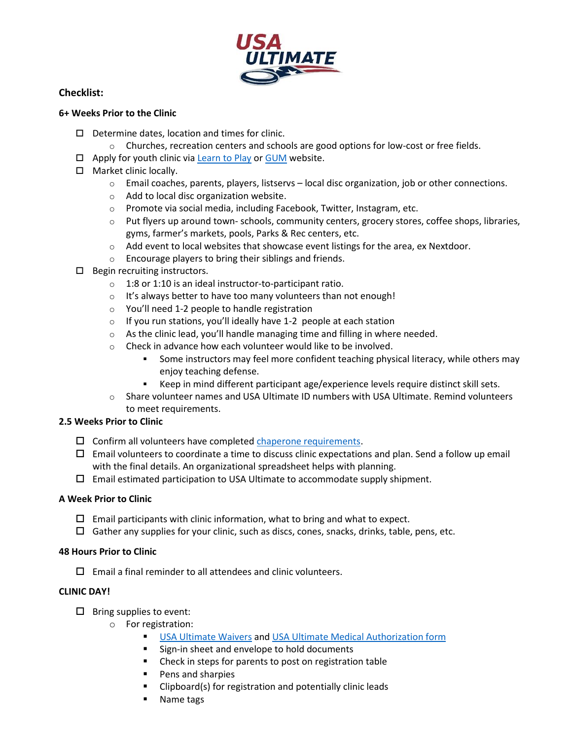## Checklist:

### 6+ Weeks Prior to the Clinic

- ☐ Determine dates, location and times for clinic.
  - Churches, recreation centers and schools are good options for low-cost or free fields.
- ☐ Apply for youth clinic via [Learn to Play] or [GUM] website.
- ☐ Market clinic locally.
  - Email coaches, parents, players, listservs – local disc organization, job or other connections.
  - Add to local disc organization website.
  - Promote via social media, including Facebook, Twitter, Instagram, etc.
  - Put flyers up around town- schools, community centers, grocery stores, coffee shops, libraries, gyms, farmer's markets, pools, Parks & Rec centers, etc.
  - Add event to local websites that showcase event listings for the area, ex Nextdoor.
  - Encourage players to bring their siblings and friends.
- ☐ Begin recruiting instructors.
  - 1:8 or 1:10 is an ideal instructor-to-participant ratio.
  - It's always better to have too many volunteers than not enough!
  - You'll need 1-2 people to handle registration
  - If you run stations, you'll ideally have 1-2 people at each station
  - As the clinic lead, you'll handle managing time and filling in where needed.
  - Check in advance how each volunteer would like to be involved.
    - Some instructors may feel more confident teaching physical literacy, while others may enjoy teaching defense.
    - Keep in mind different participant age/experience levels require distinct skill sets.
  - Share volunteer names and USA Ultimate ID numbers with USA Ultimate. Remind volunteers to meet requirements.

### 2.5 Weeks Prior to Clinic

- ☐ Confirm all volunteers have completed chaperone requirements.
- ☐ Email volunteers to coordinate a time to discuss clinic expectations and plan. Send a follow up email with the final details. An organizational spreadsheet helps with planning.
- ☐ Email estimated participation to USA Ultimate to accommodate supply shipment.

### A Week Prior to Clinic

- ☐ Email participants with clinic information, what to bring and what to expect.
- ☐ Gather any supplies for your clinic, such as discs, cones, snacks, drinks, table, pens, etc.

### 48 Hours Prior to Clinic

- ☐ Email a final reminder to all attendees and clinic volunteers.

### CLINIC DAY!

- ☐ Bring supplies to event:
  - For registration:
    - USA Ultimate Waivers and USA Ultimate Medical Authorization form
    - Sign-in sheet and envelope to hold documents
    - Check in steps for parents to post on registration table
    - Pens and sharpies
    - Clipboard(s) for registration and potentially clinic leads
    - Name tags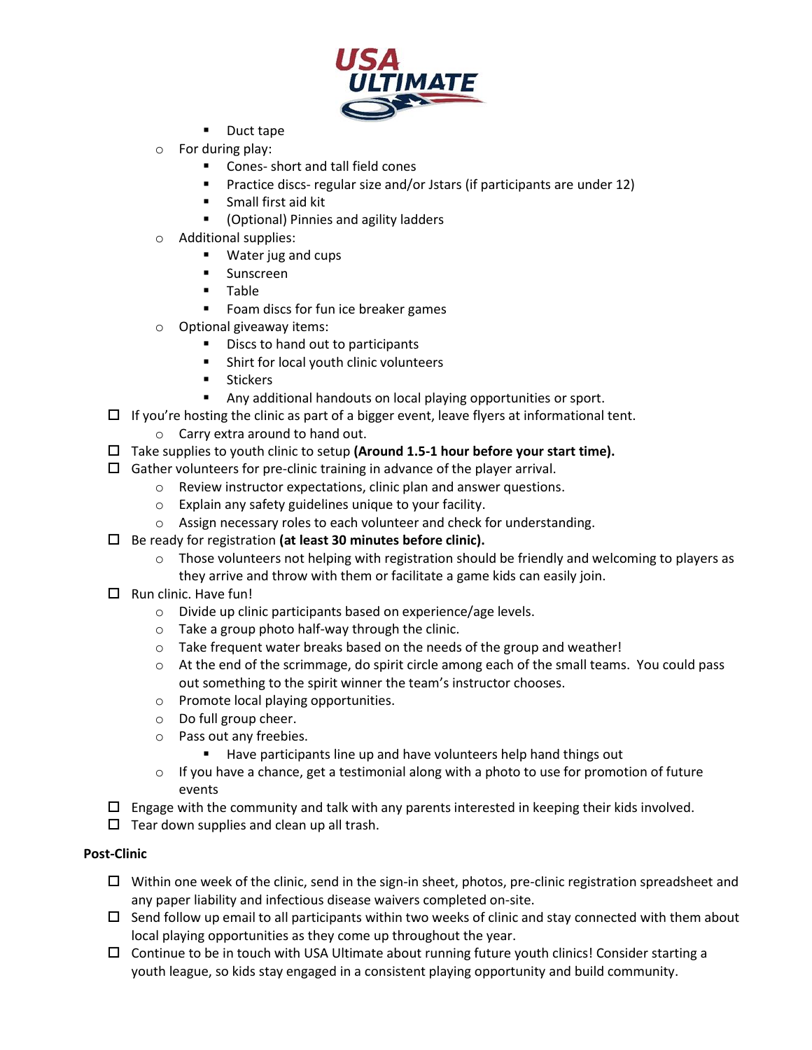- Duct tape
  - For during play:
    - Cones- short and tall field cones
    - Practice discs- regular size and/or Jstars (if participants are under 12)
    - Small first aid kit
    - (Optional) Pinnies and agility ladders
  - Additional supplies:
    - Water jug and cups
    - Sunscreen
    - Table
    - Foam discs for fun ice breaker games
  - Optional giveaway items:
    - Discs to hand out to participants
    - Shirt for local youth clinic volunteers
    - Stickers
    - Any additional handouts on local playing opportunities or sport.
- [ ] If you're hosting the clinic as part of a bigger event, leave flyers at informational tent.
  - Carry extra around to hand out.
- [ ] Take supplies to youth clinic to setup **(Around 1.5-1 hour before your start time).**
- [ ] Gather volunteers for pre-clinic training in advance of the player arrival.
  - Review instructor expectations, clinic plan and answer questions.
  - Explain any safety guidelines unique to your facility.
  - Assign necessary roles to each volunteer and check for understanding.
- [ ] Be ready for registration **(at least 30 minutes before clinic).**
  - Those volunteers not helping with registration should be friendly and welcoming to players as they arrive and throw with them or facilitate a game kids can easily join.
- [ ] Run clinic. Have fun!
  - Divide up clinic participants based on experience/age levels.
  - Take a group photo half-way through the clinic.
  - Take frequent water breaks based on the needs of the group and weather!
  - At the end of the scrimmage, do spirit circle among each of the small teams. You could pass out something to the spirit winner the team's instructor chooses.
  - Promote local playing opportunities.
  - Do full group cheer.
  - Pass out any freebies.
    - Have participants line up and have volunteers help hand things out
  - If you have a chance, get a testimonial along with a photo to use for promotion of future events
- [ ] Engage with the community and talk with any parents interested in keeping their kids involved.
- [ ] Tear down supplies and clean up all trash.

**Post-Clinic**

- [ ] Within one week of the clinic, send in the sign-in sheet, photos, pre-clinic registration spreadsheet and any paper liability and infectious disease waivers completed on-site.
- [ ] Send follow up email to all participants within two weeks of clinic and stay connected with them about local playing opportunities as they come up throughout the year.
- [ ] Continue to be in touch with USA Ultimate about running future youth clinics! Consider starting a youth league, so kids stay engaged in a consistent playing opportunity and build community.